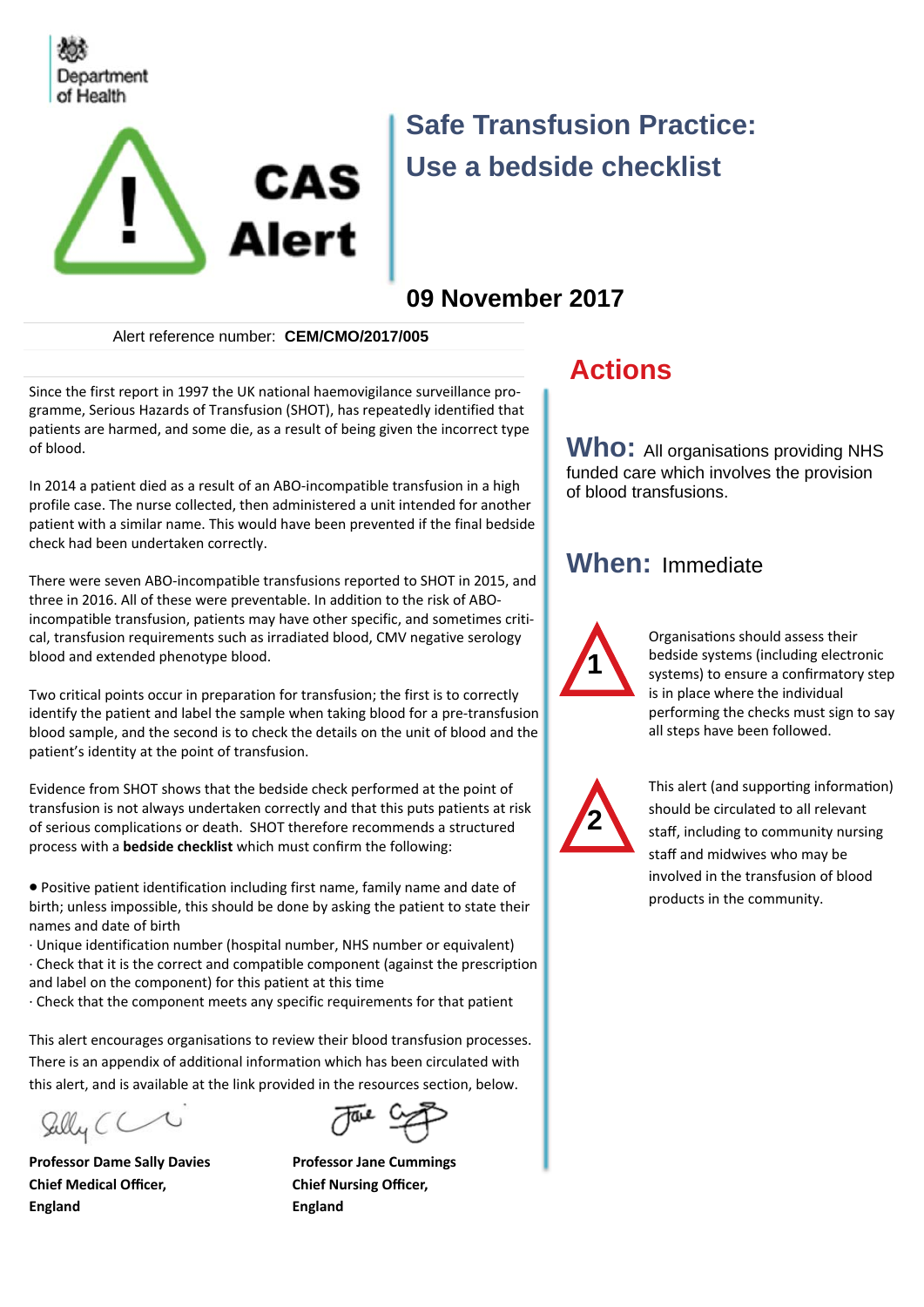Department of Health

CAS Alert

# Safe Transfusion Practice: Use a bedside checklist

## 09 November 2017

Alert reference number: **CEM/CMO/2017/005**

Since the first report in 1997 the UK national haemovigilance surveillance programme, Serious Hazards of Transfusion (SHOT), has repeatedly identified that patients are harmed, and some die, as a result of being given the incorrect type of blood.

In 2014 a patient died as a result of an ABO-incompatible transfusion in a high profile case. The nurse collected, then administered a unit intended for another patient with a similar name. This would have been prevented if the final bedside check had been undertaken correctly.

There were seven ABO-incompatible transfusions reported to SHOT in 2015, and three in 2016. All of these were preventable. In addition to the risk of ABO-incompatible transfusion, patients may have other specific, and sometimes critical, transfusion requirements such as irradiated blood, CMV negative serology blood and extended phenotype blood.

Two critical points occur in preparation for transfusion; the first is to correctly identify the patient and label the sample when taking blood for a pre-transfusion blood sample, and the second is to check the details on the unit of blood and the patient's identity at the point of transfusion.

Evidence from SHOT shows that the bedside check performed at the point of transfusion is not always undertaken correctly and that this puts patients at risk of serious complications or death. SHOT therefore recommends a structured process with a **bedside checklist** which must confirm the following:

- Positive patient identification including first name, family name and date of birth; unless impossible, this should be done by asking the patient to state their names and date of birth
- Unique identification number (hospital number, NHS number or equivalent)
- Check that it is the correct and compatible component (against the prescription and label on the component) for this patient at this time
- Check that the component meets any specific requirements for that patient

This alert encourages organisations to review their blood transfusion processes. There is an appendix of additional information which has been circulated with this alert, and is available at the link provided in the resources section, below.

**Professor Dame Sally Davies**
**Chief Medical Officer,**
**England**

**Professor Jane Cummings**
**Chief Nursing Officer,**
**England**

## Actions

**Who:** All organisations providing NHS funded care which involves the provision of blood transfusions.

**When:** Immediate

1. Organisations should assess their bedside systems (including electronic systems) to ensure a confirmatory step is in place where the individual performing the checks must sign to say all steps have been followed.

2. This alert (and supporting information) should be circulated to all relevant staff, including to community nursing staff and midwives who may be involved in the transfusion of blood products in the community.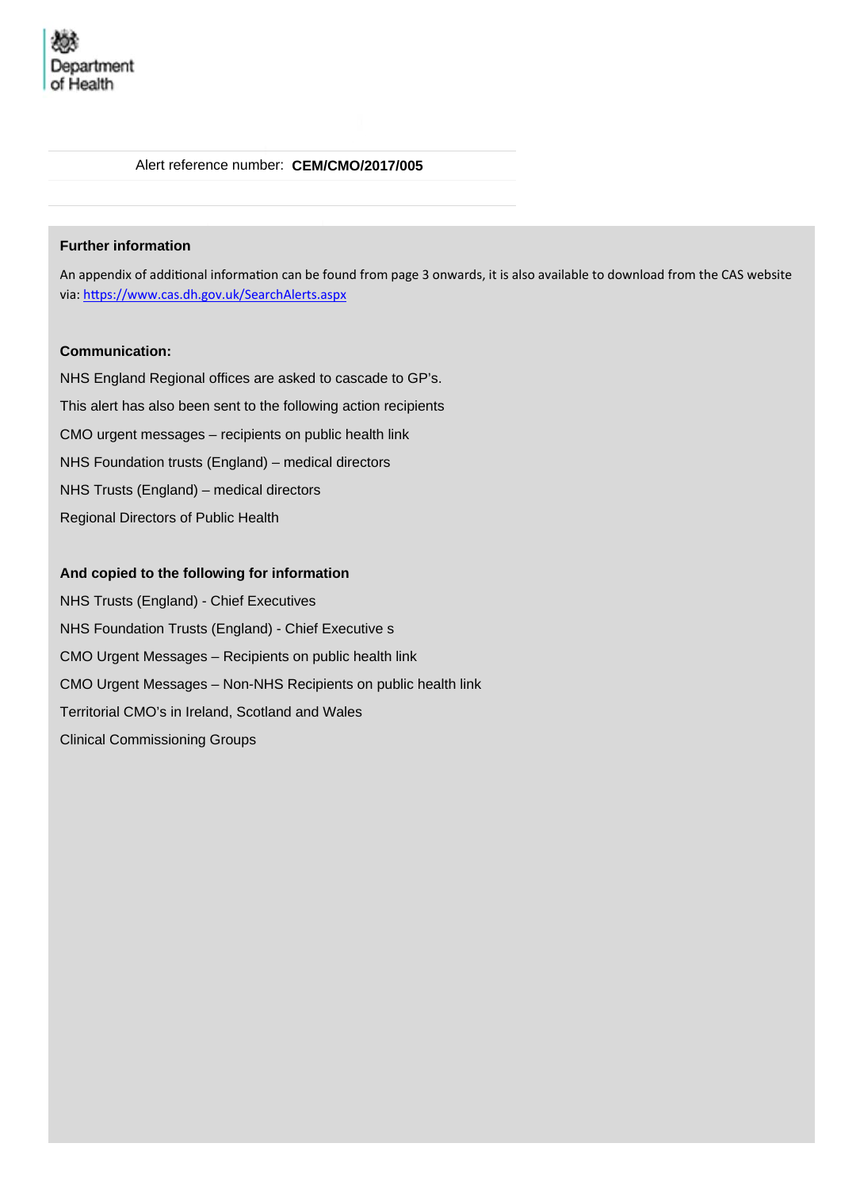Department of Health

Alert reference number: **CEM/CMO/2017/005**

**Further information**

An appendix of additional information can be found from page 3 onwards, it is also available to download from the CAS website via: https://www.cas.dh.gov.uk/SearchAlerts.aspx

**Communication:**

NHS England Regional offices are asked to cascade to GP's.

This alert has also been sent to the following action recipients

CMO urgent messages – recipients on public health link

NHS Foundation trusts (England) – medical directors

NHS Trusts (England) – medical directors

Regional Directors of Public Health

**And copied to the following for information**

NHS Trusts (England) - Chief Executives

NHS Foundation Trusts (England) - Chief Executive s

CMO Urgent Messages – Recipients on public health link

CMO Urgent Messages – Non-NHS Recipients on public health link

Territorial CMO's in Ireland, Scotland and Wales

Clinical Commissioning Groups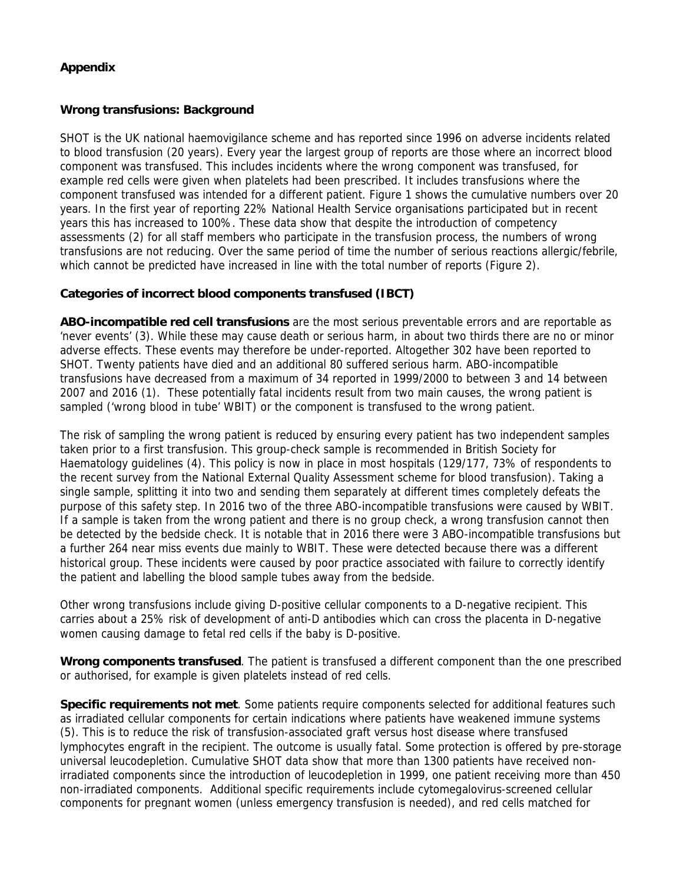**Appendix**

**Wrong transfusions: Background**

SHOT is the UK national haemovigilance scheme and has reported since 1996 on adverse incidents related to blood transfusion (20 years). Every year the largest group of reports are those where an incorrect blood component was transfused. This includes incidents where the wrong component was transfused, for example red cells were given when platelets had been prescribed. It includes transfusions where the component transfused was intended for a different patient. Figure 1 shows the cumulative numbers over 20 years. In the first year of reporting 22% National Health Service organisations participated but in recent years this has increased to 100%. These data show that despite the introduction of competency assessments (2) for all staff members who participate in the transfusion process, the numbers of wrong transfusions are not reducing. Over the same period of time the number of serious reactions allergic/febrile, which cannot be predicted have increased in line with the total number of reports (Figure 2).

**Categories of incorrect blood components transfused (IBCT)**

**ABO-incompatible red cell transfusions** are the most serious preventable errors and are reportable as 'never events' (3). While these may cause death or serious harm, in about two thirds there are no or minor adverse effects. These events may therefore be under-reported. Altogether 302 have been reported to SHOT. Twenty patients have died and an additional 80 suffered serious harm. ABO-incompatible transfusions have decreased from a maximum of 34 reported in 1999/2000 to between 3 and 14 between 2007 and 2016 (1). These potentially fatal incidents result from two main causes, the wrong patient is sampled ('wrong blood in tube' WBIT) or the component is transfused to the wrong patient.

The risk of sampling the wrong patient is reduced by ensuring every patient has two independent samples taken prior to a first transfusion. This group-check sample is recommended in British Society for Haematology guidelines (4). This policy is now in place in most hospitals (129/177, 73% of respondents to the recent survey from the National External Quality Assessment scheme for blood transfusion). Taking a single sample, splitting it into two and sending them separately at different times completely defeats the purpose of this safety step. In 2016 two of the three ABO-incompatible transfusions were caused by WBIT. If a sample is taken from the wrong patient and there is no group check, a wrong transfusion cannot then be detected by the bedside check. It is notable that in 2016 there were 3 ABO-incompatible transfusions but a further 264 near miss events due mainly to WBIT. These were detected because there was a different historical group. These incidents were caused by poor practice associated with failure to correctly identify the patient and labelling the blood sample tubes away from the bedside.

Other wrong transfusions include giving D-positive cellular components to a D-negative recipient. This carries about a 25% risk of development of anti-D antibodies which can cross the placenta in D-negative women causing damage to fetal red cells if the baby is D-positive.

**Wrong components transfused**. The patient is transfused a different component than the one prescribed or authorised, for example is given platelets instead of red cells.

**Specific requirements not met**. Some patients require components selected for additional features such as irradiated cellular components for certain indications where patients have weakened immune systems (5). This is to reduce the risk of transfusion-associated graft versus host disease where transfused lymphocytes engraft in the recipient. The outcome is usually fatal. Some protection is offered by pre-storage universal leucodepletion. Cumulative SHOT data show that more than 1300 patients have received non-irradiated components since the introduction of leucodepletion in 1999, one patient receiving more than 450 non-irradiated components. Additional specific requirements include cytomegalovirus-screened cellular components for pregnant women (unless emergency transfusion is needed), and red cells matched for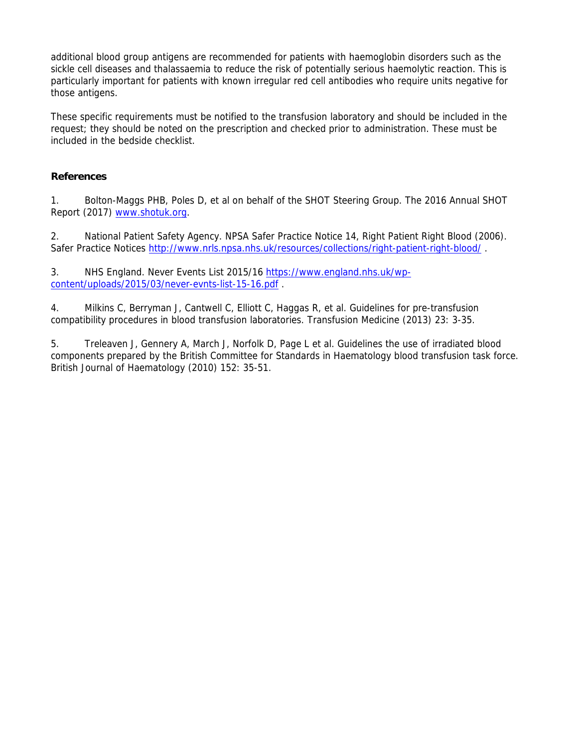additional blood group antigens are recommended for patients with haemoglobin disorders such as the sickle cell diseases and thalassaemia to reduce the risk of potentially serious haemolytic reaction. This is particularly important for patients with known irregular red cell antibodies who require units negative for those antigens.

These specific requirements must be notified to the transfusion laboratory and should be included in the request; they should be noted on the prescription and checked prior to administration. These must be included in the bedside checklist.

**References**

1. Bolton-Maggs PHB, Poles D, et al on behalf of the SHOT Steering Group. The 2016 Annual SHOT Report (2017) www.shotuk.org.

2. National Patient Safety Agency. NPSA Safer Practice Notice 14, Right Patient Right Blood (2006). Safer Practice Notices http://www.nrls.npsa.nhs.uk/resources/collections/right-patient-right-blood/ .

3. NHS England. Never Events List 2015/16 https://www.england.nhs.uk/wp-content/uploads/2015/03/never-evnts-list-15-16.pdf .

4. Milkins C, Berryman J, Cantwell C, Elliott C, Haggas R, et al. Guidelines for pre-transfusion compatibility procedures in blood transfusion laboratories. Transfusion Medicine (2013) 23: 3-35.

5. Treleaven J, Gennery A, March J, Norfolk D, Page L et al. Guidelines the use of irradiated blood components prepared by the British Committee for Standards in Haematology blood transfusion task force. British Journal of Haematology (2010) 152: 35-51.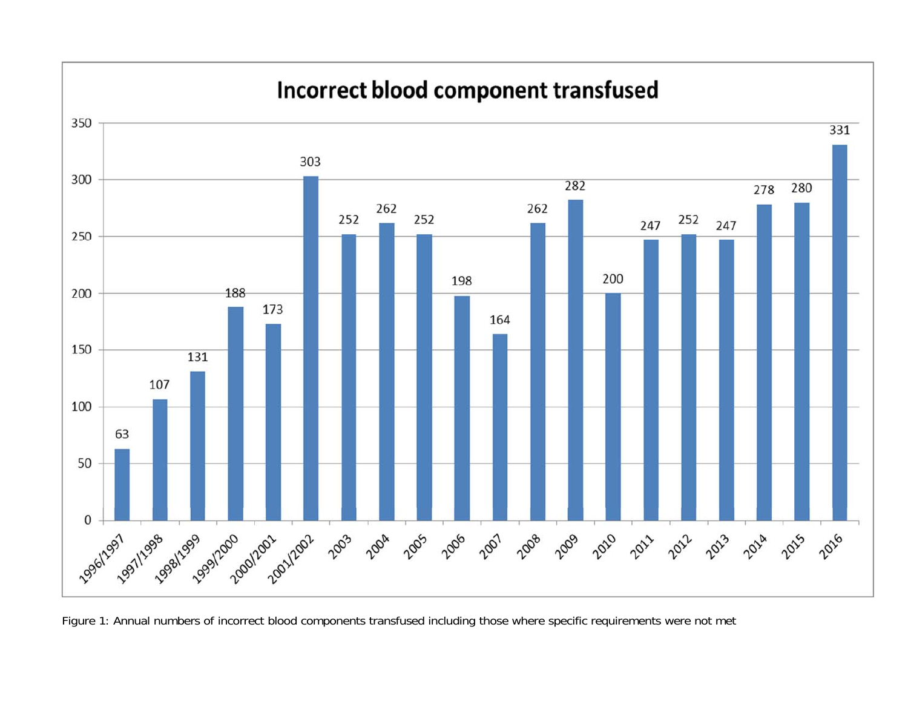**Incorrect blood component transfused**

| Year | Number |
| --- | --- |
| 1996/1997 | 63 |
| 1997/1998 | 107 |
| 1998/1999 | 131 |
| 1999/2000 | 188 |
| 2000/2001 | 173 |
| 2001/2002 | 303 |
| 2003 | 252 |
| 2004 | 262 |
| 2005 | 252 |
| 2006 | 198 |
| 2007 | 164 |
| 2008 | 262 |
| 2009 | 282 |
| 2010 | 200 |
| 2011 | 247 |
| 2012 | 252 |
| 2013 | 247 |
| 2014 | 278 |
| 2015 | 280 |
| 2016 | 331 |

Figure 1: Annual numbers of incorrect blood components transfused including those where specific requirements were not met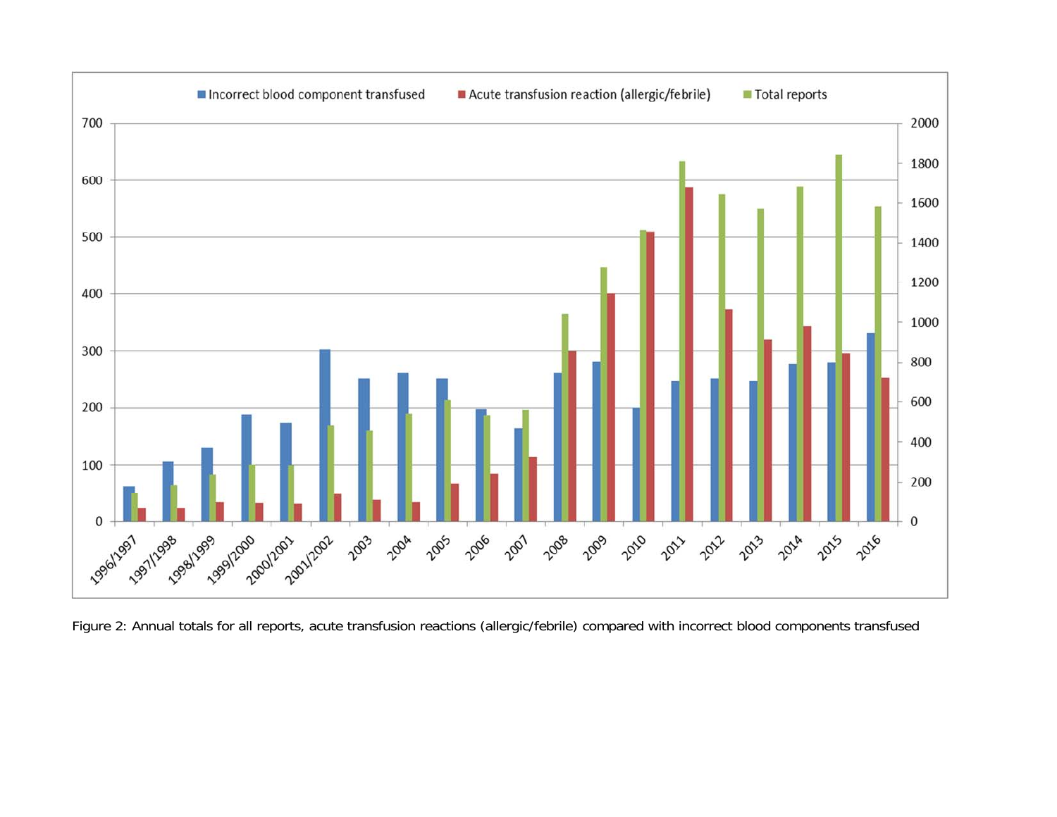Incorrect blood component transfused
Acute transfusion reaction (allergic/febrile)
Total reports

700
600
500
400
300
200
100
0

2000
1800
1600
1400
1200
1000
800
600
400
200
0

1996/1997
1997/1998
1998/1999
1999/2000
2000/2001
2001/2002
2003
2004
2005
2006
2007
2008
2009
2010
2011
2012
2013
2014
2015
2016

Figure 2: Annual totals for all reports, acute transfusion reactions (allergic/febrile) compared with incorrect blood components transfused